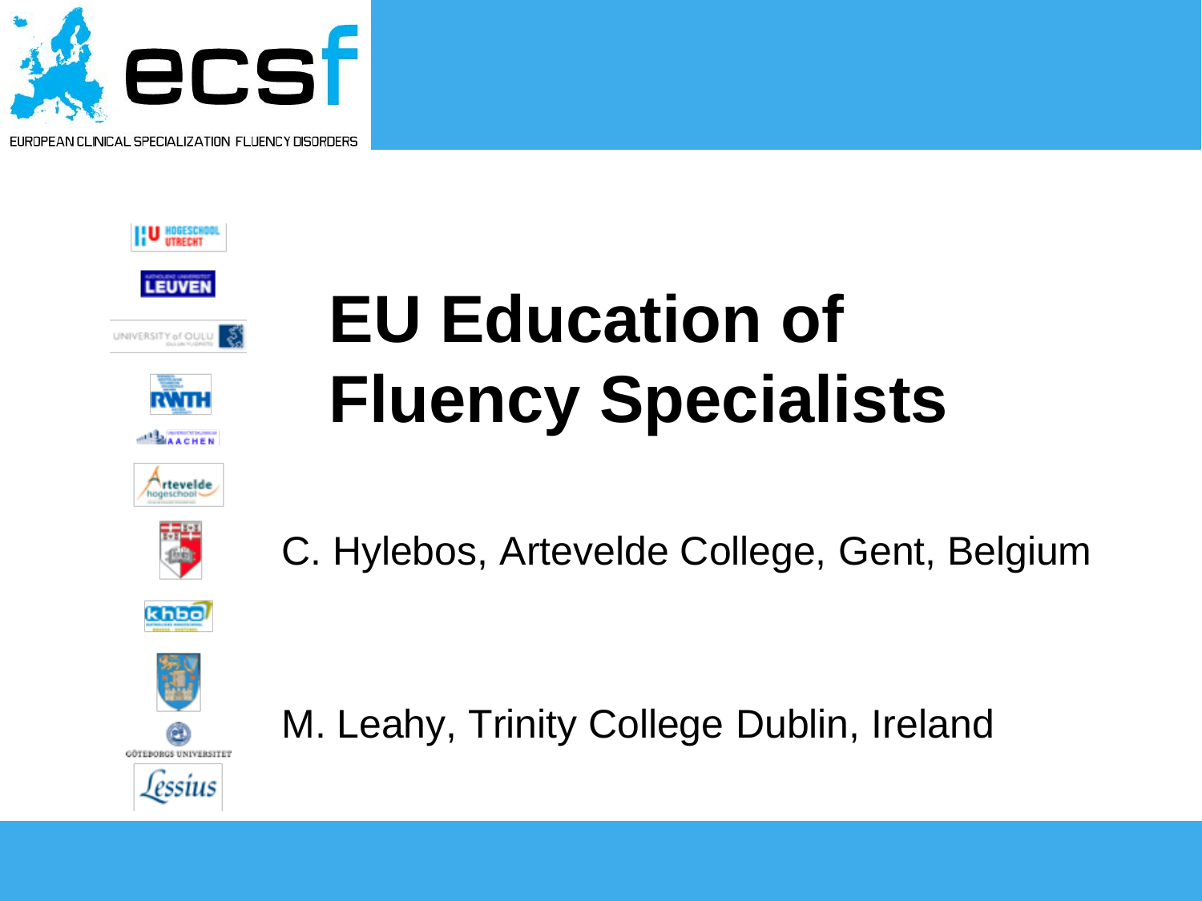ecsf

EUROPEAN CLINICAL SPECIALIZATION FLUENCY DISORDERS

# EU Education of Fluency Specialists

C. Hylebos, Artevelde College, Gent, Belgium

M. Leahy, Trinity College Dublin, Ireland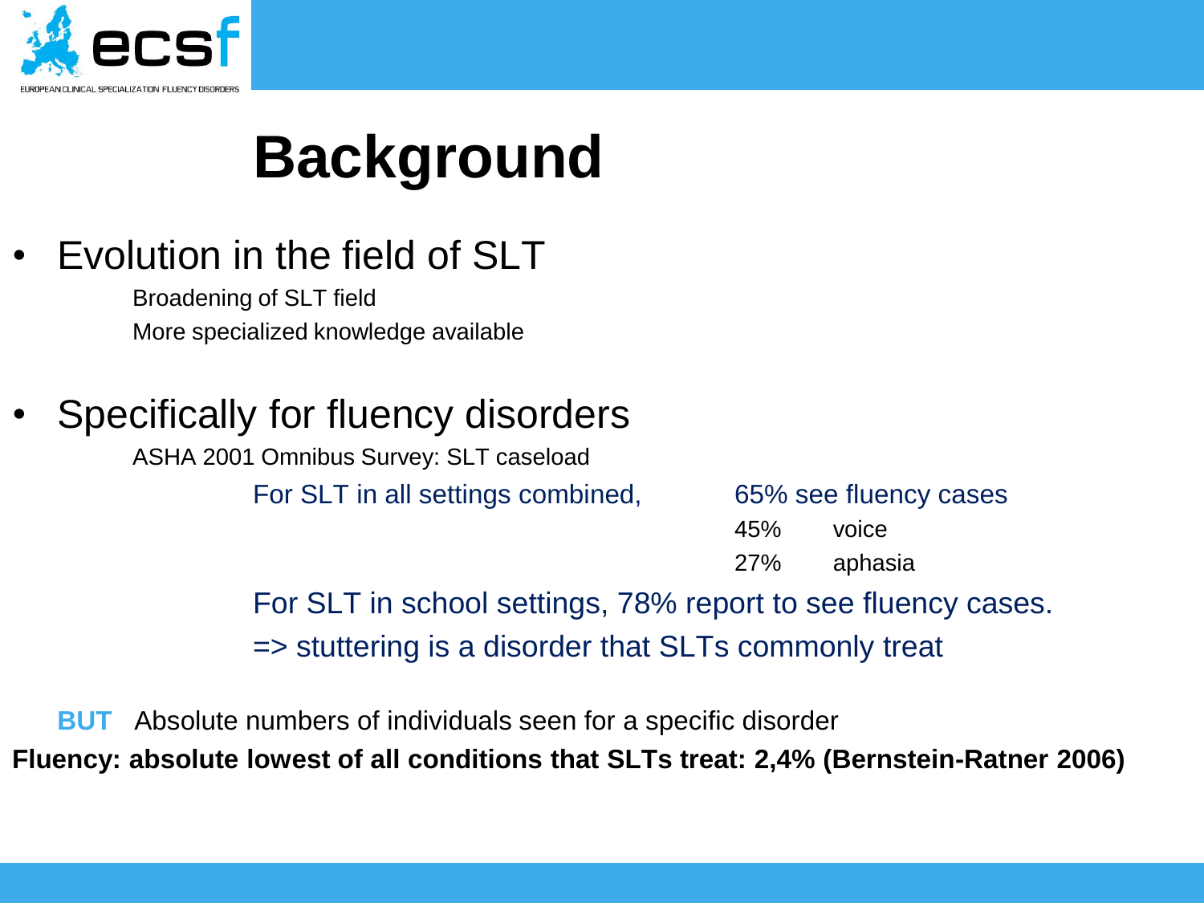# Background

- Evolution in the field of SLT
  - Broadening of SLT field
  - More specialized knowledge available

- Specifically for fluency disorders
  - ASHA 2001 Omnibus Survey: SLT caseload
    - For SLT in all settings combined, 65% see fluency cases
      - 45% voice
      - 27% aphasia
    - For SLT in school settings, 78% report to see fluency cases.
    - => stuttering is a disorder that SLTs commonly treat

**BUT** Absolute numbers of individuals seen for a specific disorder

**Fluency: absolute lowest of all conditions that SLTs treat: 2,4% (Bernstein-Ratner 2006)**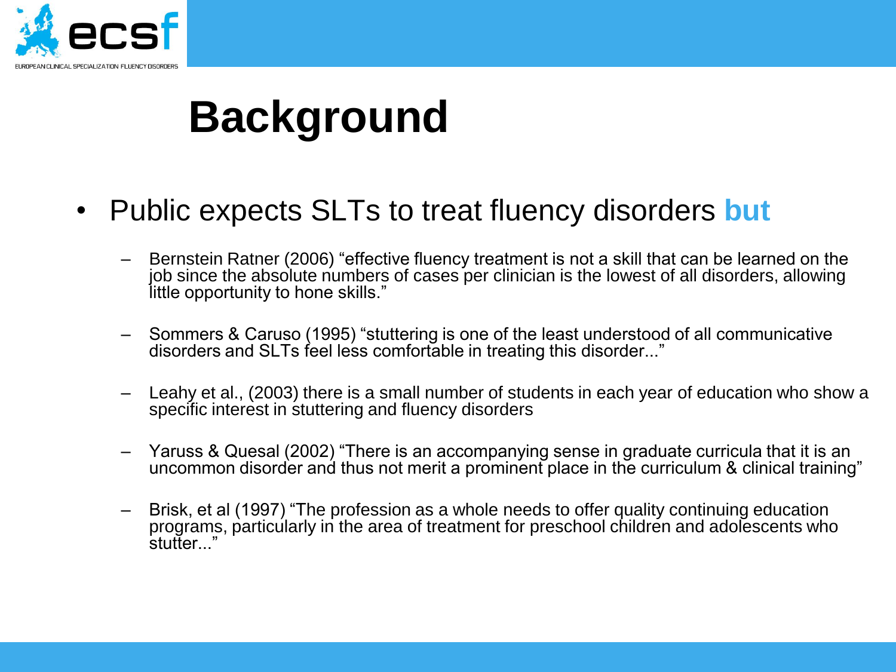# Background

- Public expects SLTs to treat fluency disorders **but**
  - Bernstein Ratner (2006) "effective fluency treatment is not a skill that can be learned on the job since the absolute numbers of cases per clinician is the lowest of all disorders, allowing little opportunity to hone skills."
  - Sommers & Caruso (1995) "stuttering is one of the least understood of all communicative disorders and SLTs feel less comfortable in treating this disorder..."
  - Leahy et al., (2003) there is a small number of students in each year of education who show a specific interest in stuttering and fluency disorders
  - Yaruss & Quesal (2002) "There is an accompanying sense in graduate curricula that it is an uncommon disorder and thus not merit a prominent place in the curriculum & clinical training"
  - Brisk, et al (1997) "The profession as a whole needs to offer quality continuing education programs, particularly in the area of treatment for preschool children and adolescents who stutter..."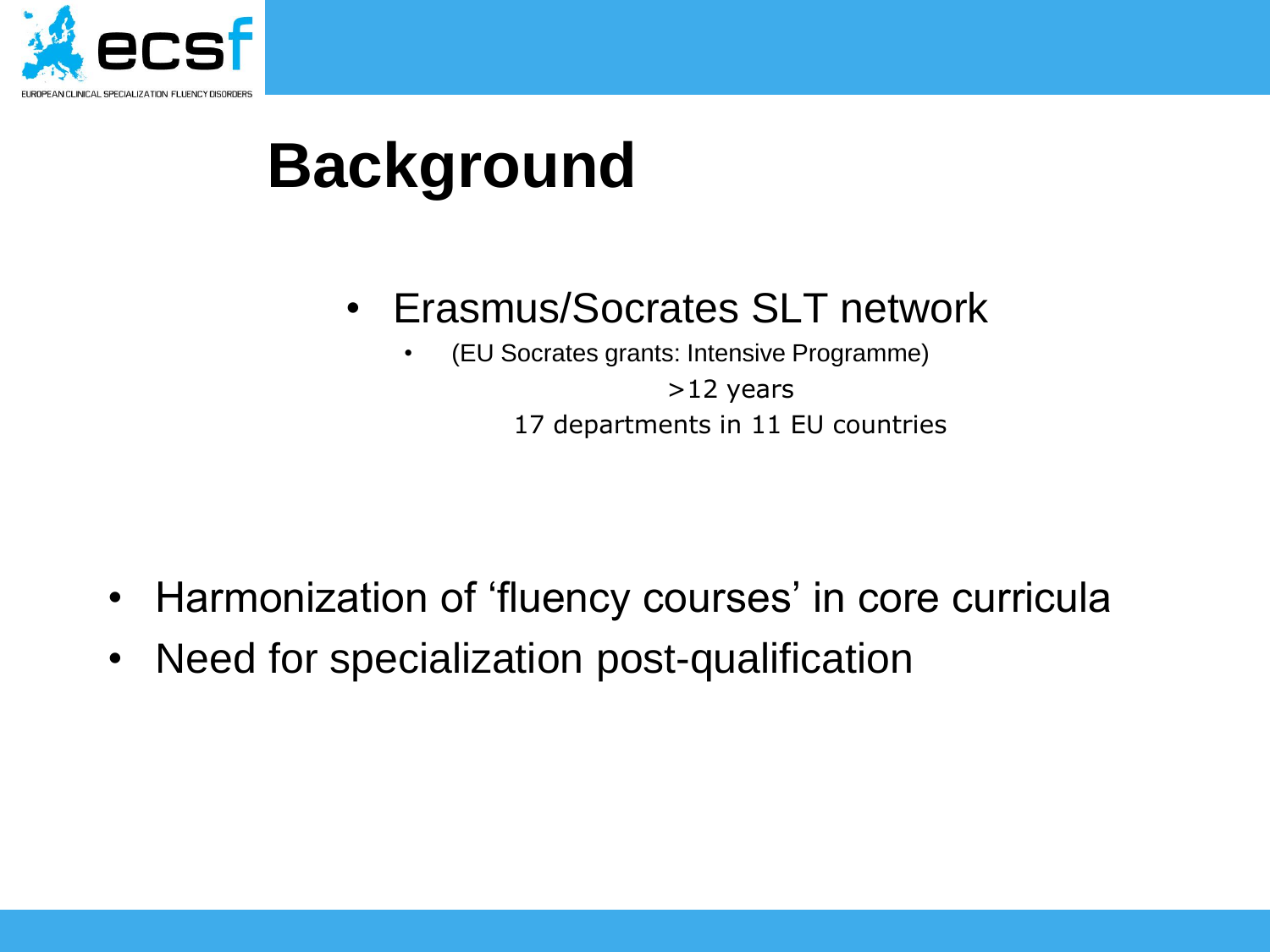# Background

- Erasmus/Socrates SLT network
  - (EU Socrates grants: Intensive Programme)

    >12 years

    17 departments in 11 EU countries

- Harmonization of 'fluency courses' in core curricula
- Need for specialization post-qualification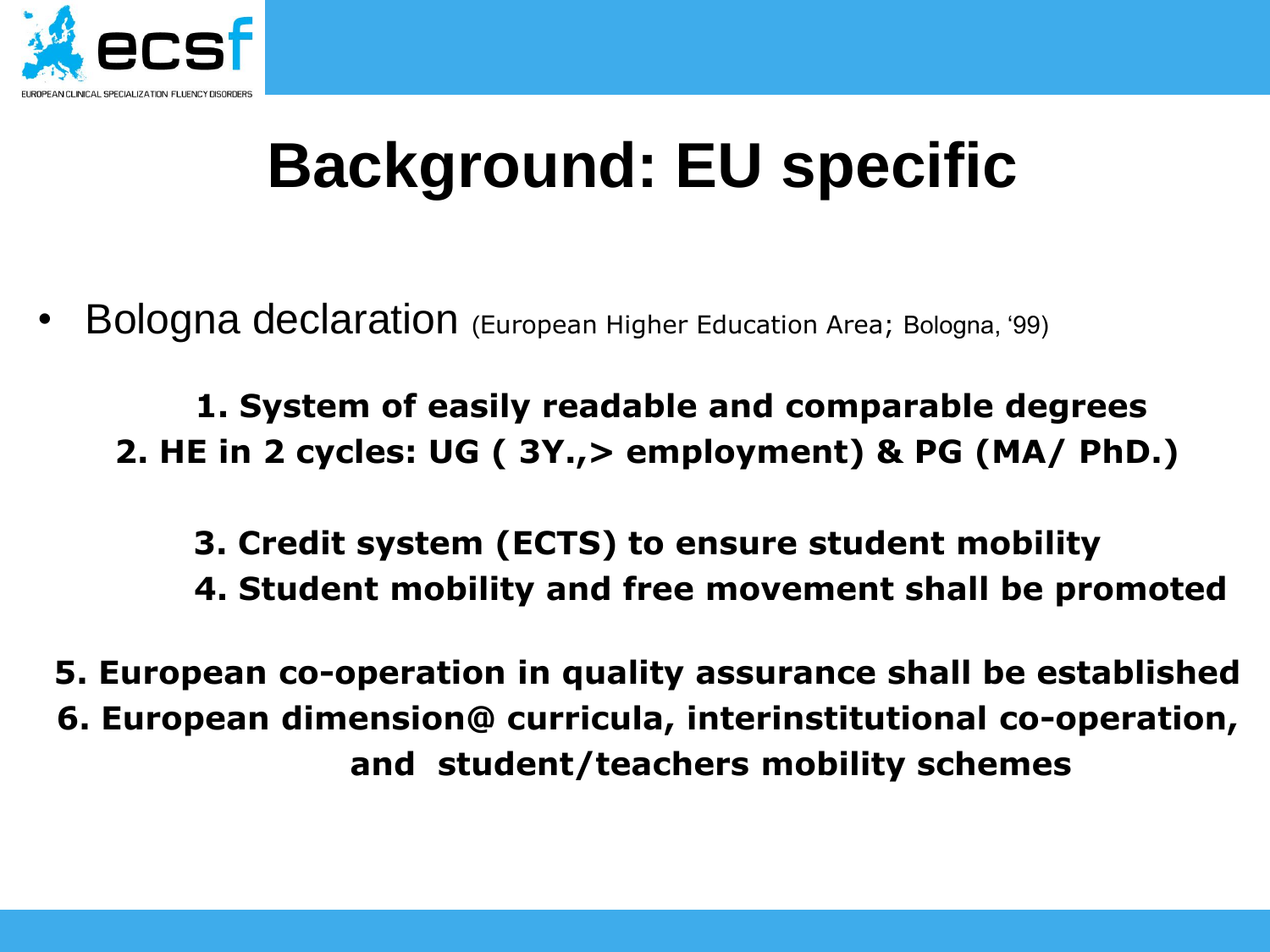# Background: EU specific

- Bologna declaration (European Higher Education Area; Bologna, '99)

**1. System of easily readable and comparable degrees**
**2. HE in 2 cycles: UG ( 3Y.,> employment) & PG (MA/ PhD.)**

**3. Credit system (ECTS) to ensure student mobility**
**4. Student mobility and free movement shall be promoted**

**5. European co-operation in quality assurance shall be established**
**6. European dimension@ curricula, interinstitutional co-operation, and student/teachers mobility schemes**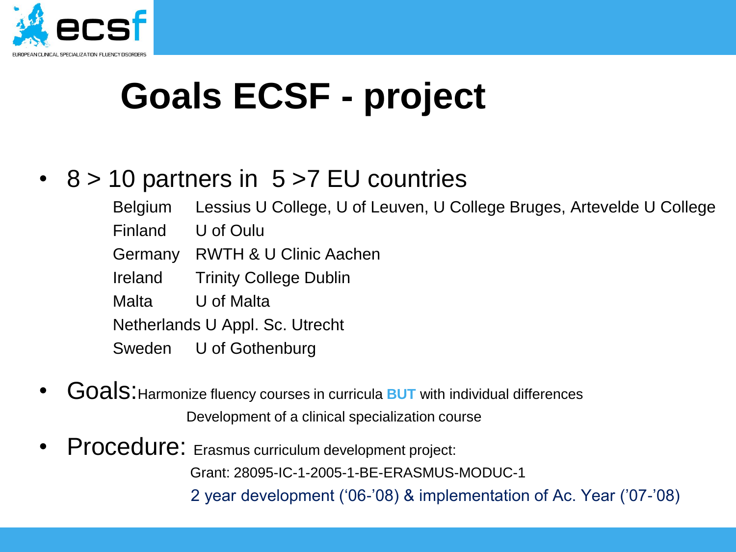# Goals ECSF - project

- 8 > 10 partners in 5 >7 EU countries

| | |
|---|---|
| Belgium | Lessius U College, U of Leuven, U College Bruges, Artevelde U College |
| Finland | U of Oulu |
| Germany | RWTH & U Clinic Aachen |
| Ireland | Trinity College Dublin |
| Malta | U of Malta |
| Netherlands | U Appl. Sc. Utrecht |
| Sweden | U of Gothenburg |

- Goals: Harmonize fluency courses in curricula **BUT** with individual differences
  Development of a clinical specialization course
- Procedure: Erasmus curriculum development project:
  Grant: 28095-IC-1-2005-1-BE-ERASMUS-MODUC-1
  2 year development ('06-'08) & implementation of Ac. Year ('07-'08)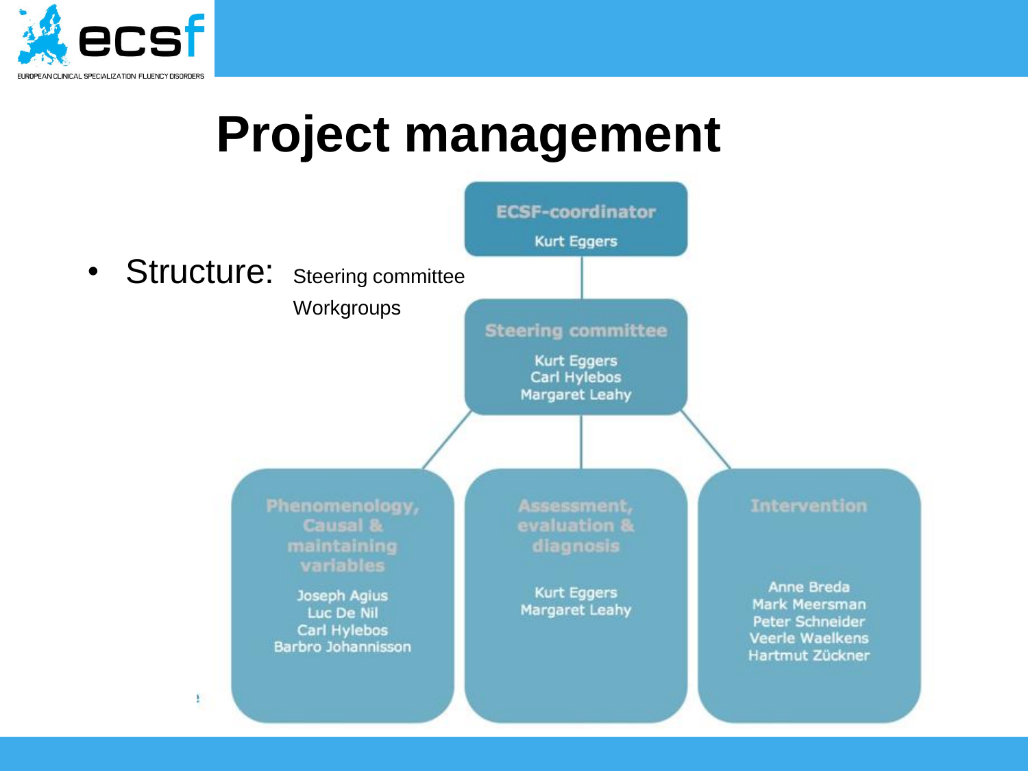# Project management

- Structure: Steering committee
  Workgroups

**ECSF-coordinator**
Kurt Eggers

**Steering committee**
Kurt Eggers
Carl Hylebos
Margaret Leahy

**Phenomenology, Causal & maintaining variables**
Joseph Agius
Luc De Nil
Carl Hylebos
Barbro Johannisson

**Assessment, evaluation & diagnosis**
Kurt Eggers
Margaret Leahy

**Intervention**
Anne Breda
Mark Meersman
Peter Schneider
Veerle Waelkens
Hartmut Zückner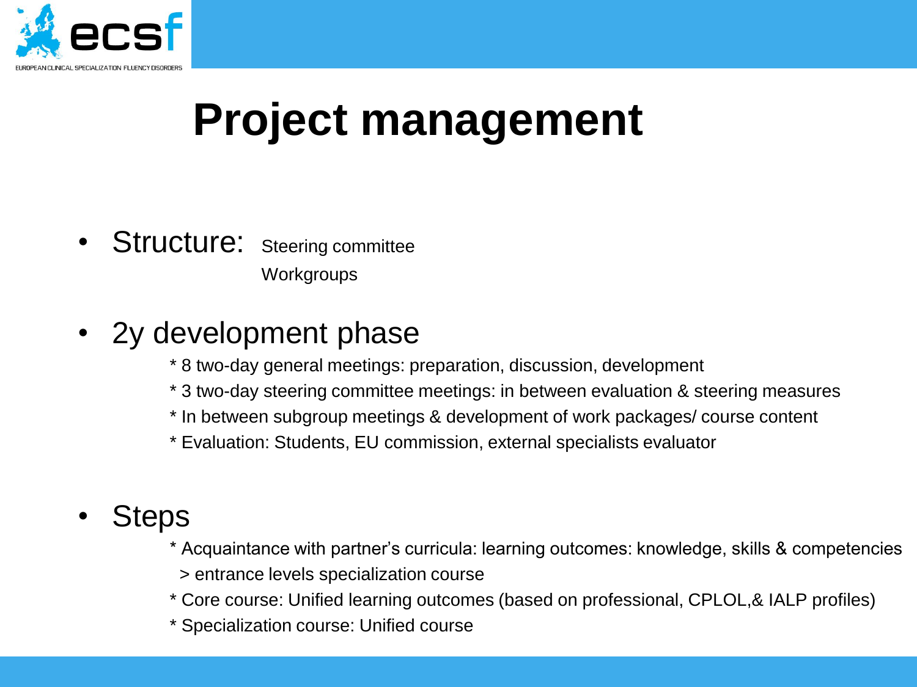# Project management

- Structure: Steering committee
  Workgroups

- 2y development phase
  * 8 two-day general meetings: preparation, discussion, development
  * 3 two-day steering committee meetings: in between evaluation & steering measures
  * In between subgroup meetings & development of work packages/ course content
  * Evaluation: Students, EU commission, external specialists evaluator

- Steps
  * Acquaintance with partner's curricula: learning outcomes: knowledge, skills & competencies
    > entrance levels specialization course
  * Core course: Unified learning outcomes (based on professional, CPLOL,& IALP profiles)
  * Specialization course: Unified course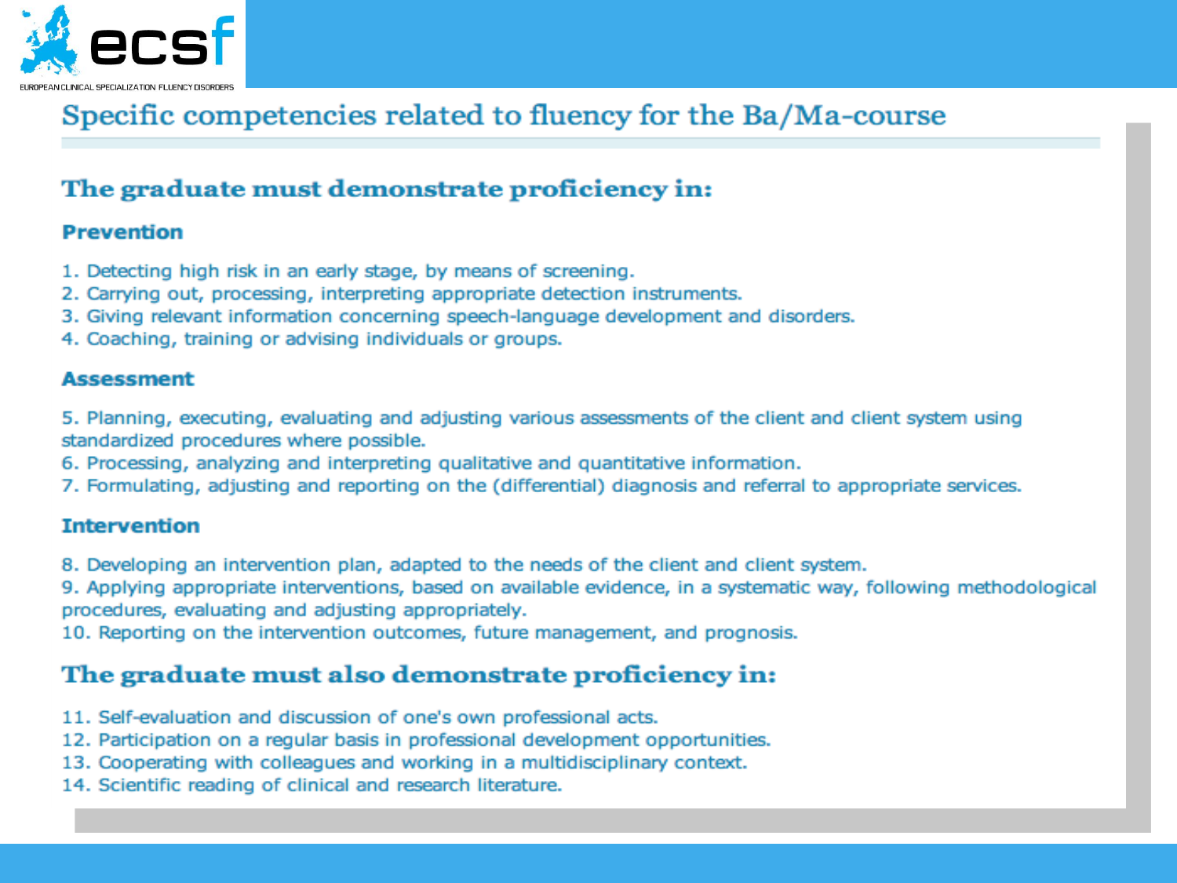# Specific competencies related to fluency for the Ba/Ma-course

## The graduate must demonstrate proficiency in:

### Prevention

1. Detecting high risk in an early stage, by means of screening.
2. Carrying out, processing, interpreting appropriate detection instruments.
3. Giving relevant information concerning speech-language development and disorders.
4. Coaching, training or advising individuals or groups.

### Assessment

5. Planning, executing, evaluating and adjusting various assessments of the client and client system using standardized procedures where possible.
6. Processing, analyzing and interpreting qualitative and quantitative information.
7. Formulating, adjusting and reporting on the (differential) diagnosis and referral to appropriate services.

### Intervention

8. Developing an intervention plan, adapted to the needs of the client and client system.
9. Applying appropriate interventions, based on available evidence, in a systematic way, following methodological procedures, evaluating and adjusting appropriately.
10. Reporting on the intervention outcomes, future management, and prognosis.

## The graduate must also demonstrate proficiency in:

11. Self-evaluation and discussion of one's own professional acts.
12. Participation on a regular basis in professional development opportunities.
13. Cooperating with colleagues and working in a multidisciplinary context.
14. Scientific reading of clinical and research literature.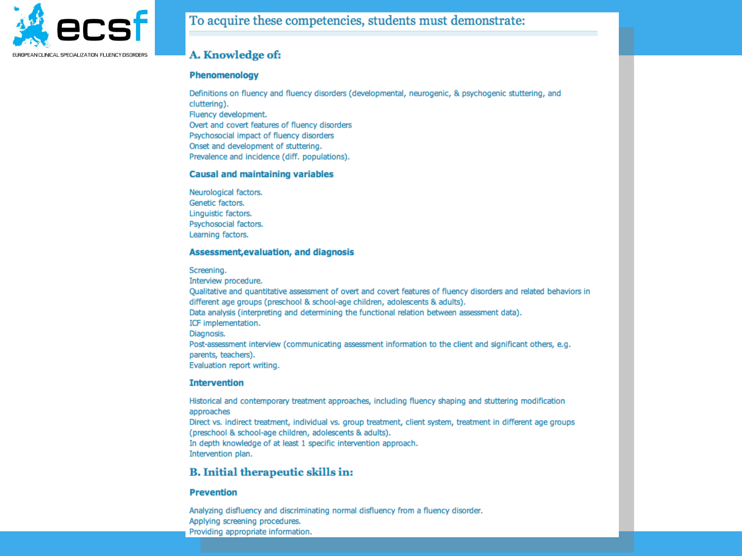ecsf

EUROPEAN CLINICAL SPECIALIZATION FLUENCY DISORDERS

# To acquire these competencies, students must demonstrate:

## A. Knowledge of:

### Phenomenology

Definitions on fluency and fluency disorders (developmental, neurogenic, & psychogenic stuttering, and cluttering).
Fluency development.
Overt and covert features of fluency disorders
Psychosocial impact of fluency disorders
Onset and development of stuttering.
Prevalence and incidence (diff. populations).

### Causal and maintaining variables

Neurological factors.
Genetic factors.
Linguistic factors.
Psychosocial factors.
Learning factors.

### Assessment,evaluation, and diagnosis

Screening.
Interview procedure.
Qualitative and quantitative assessment of overt and covert features of fluency disorders and related behaviors in different age groups (preschool & school-age children, adolescents & adults).
Data analysis (interpreting and determining the functional relation between assessment data).
ICF implementation.
Diagnosis.
Post-assessment interview (communicating assessment information to the client and significant others, e.g. parents, teachers).
Evaluation report writing.

### Intervention

Historical and contemporary treatment approaches, including fluency shaping and stuttering modification approaches
Direct vs. indirect treatment, individual vs. group treatment, client system, treatment in different age groups (preschool & school-age children, adolescents & adults).
In depth knowledge of at least 1 specific intervention approach.
Intervention plan.

## B. Initial therapeutic skills in:

### Prevention

Analyzing disfluency and discriminating normal disfluency from a fluency disorder.
Applying screening procedures.
Providing appropriate information.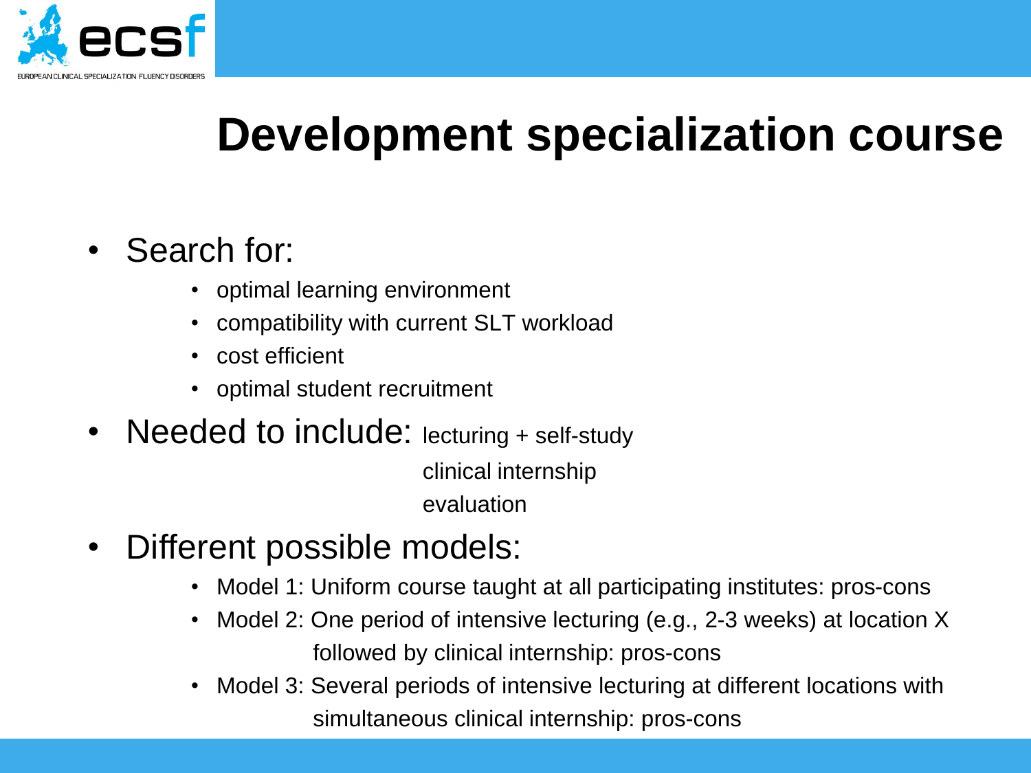# Development specialization course

- Search for:
  - optimal learning environment
  - compatibility with current SLT workload
  - cost efficient
  - optimal student recruitment
- Needed to include: lecturing + self-study
  clinical internship
  evaluation
- Different possible models:
  - Model 1: Uniform course taught at all participating institutes: pros-cons
  - Model 2: One period of intensive lecturing (e.g., 2-3 weeks) at location X followed by clinical internship: pros-cons
  - Model 3: Several periods of intensive lecturing at different locations with simultaneous clinical internship: pros-cons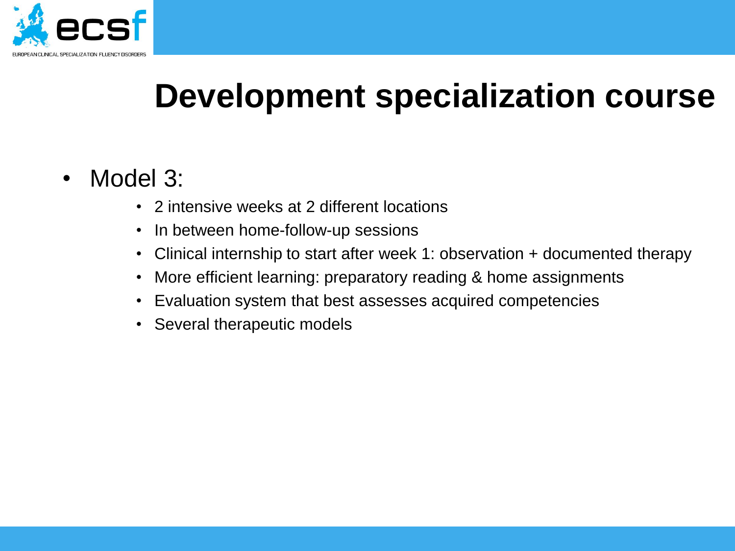# Development specialization course

- Model 3:
  - 2 intensive weeks at 2 different locations
  - In between home-follow-up sessions
  - Clinical internship to start after week 1: observation + documented therapy
  - More efficient learning: preparatory reading & home assignments
  - Evaluation system that best assesses acquired competencies
  - Several therapeutic models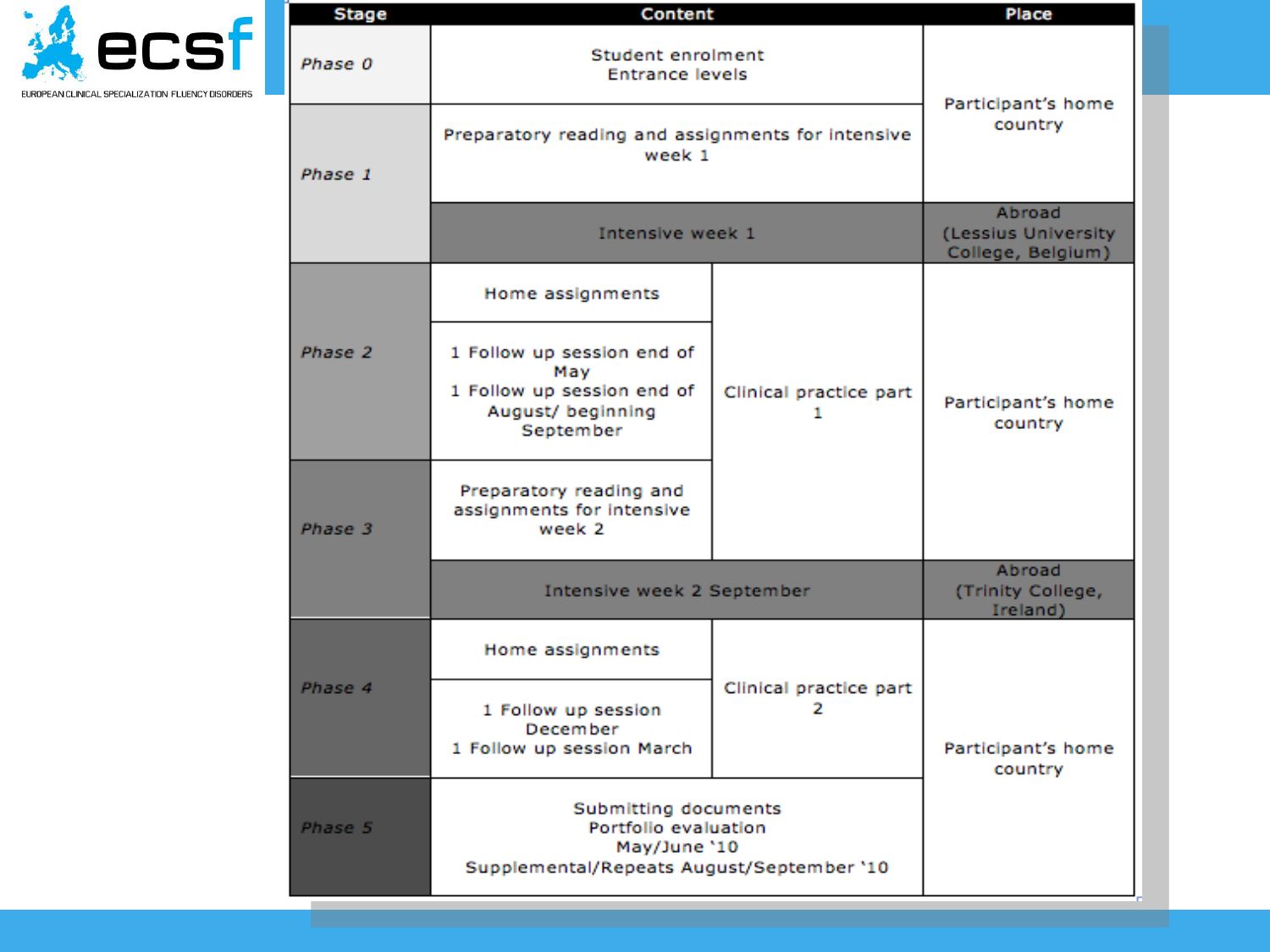| Stage | Content | | Place |
|---|---|---|---|
| *Phase 0* | Student enrolment<br>Entrance levels | | Participant's home country |
| *Phase 1* | Preparatory reading and assignments for intensive week 1 | | Participant's home country |
| | Intensive week 1 | | Abroad (Lessius University College, Belgium) |
| *Phase 2* | Home assignments | Clinical practice part 1 | Participant's home country |
| | 1 Follow up session end of May<br>1 Follow up session end of August/ beginning September | Clinical practice part 1 | Participant's home country |
| *Phase 3* | Preparatory reading and assignments for intensive week 2 | Clinical practice part 1 | Participant's home country |
| | Intensive week 2 September | | Abroad (Trinity College, Ireland) |
| *Phase 4* | Home assignments | Clinical practice part 2 | Participant's home country |
| | 1 Follow up session December<br>1 Follow up session March | Clinical practice part 2 | Participant's home country |
| *Phase 5* | Submitting documents<br>Portfolio evaluation<br>May/June '10<br>Supplemental/Repeats August/September '10 | | Participant's home country |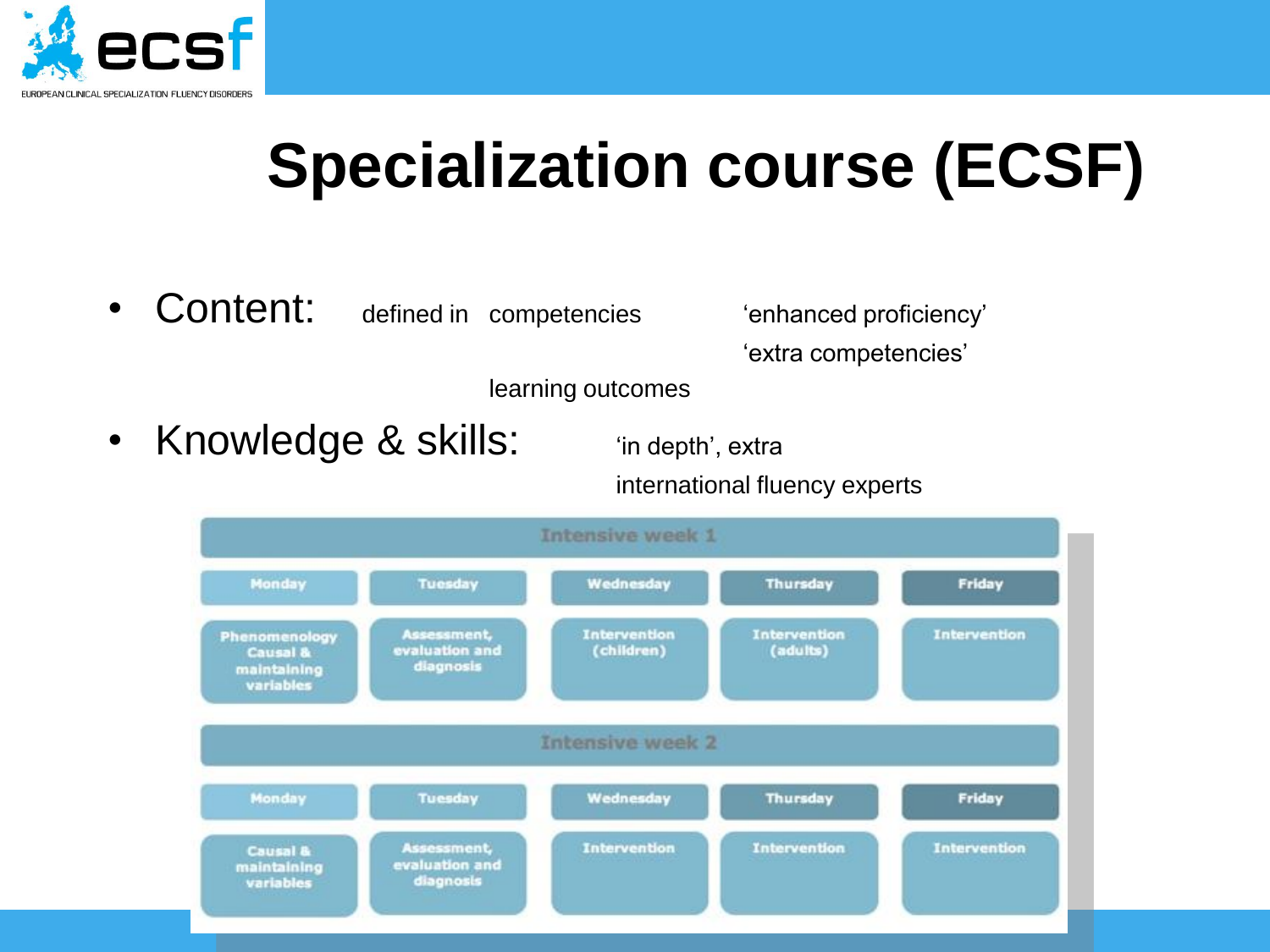# Specialization course (ECSF)

- Content: defined in competencies 'enhanced proficiency' 'extra competencies' learning outcomes
- Knowledge & skills: 'in depth', extra international fluency experts

| Intensive week 1 | | | | |
|---|---|---|---|---|
| Monday | Tuesday | Wednesday | Thursday | Friday |
| Phenomenology Causal & maintaining variables | Assessment, evaluation and diagnosis | Intervention (children) | Intervention (adults) | Intervention |
| **Intensive week 2** | | | | |
| Monday | Tuesday | Wednesday | Thursday | Friday |
| Causal & maintaining variables | Assessment, evaluation and diagnosis | Intervention | Intervention | Intervention |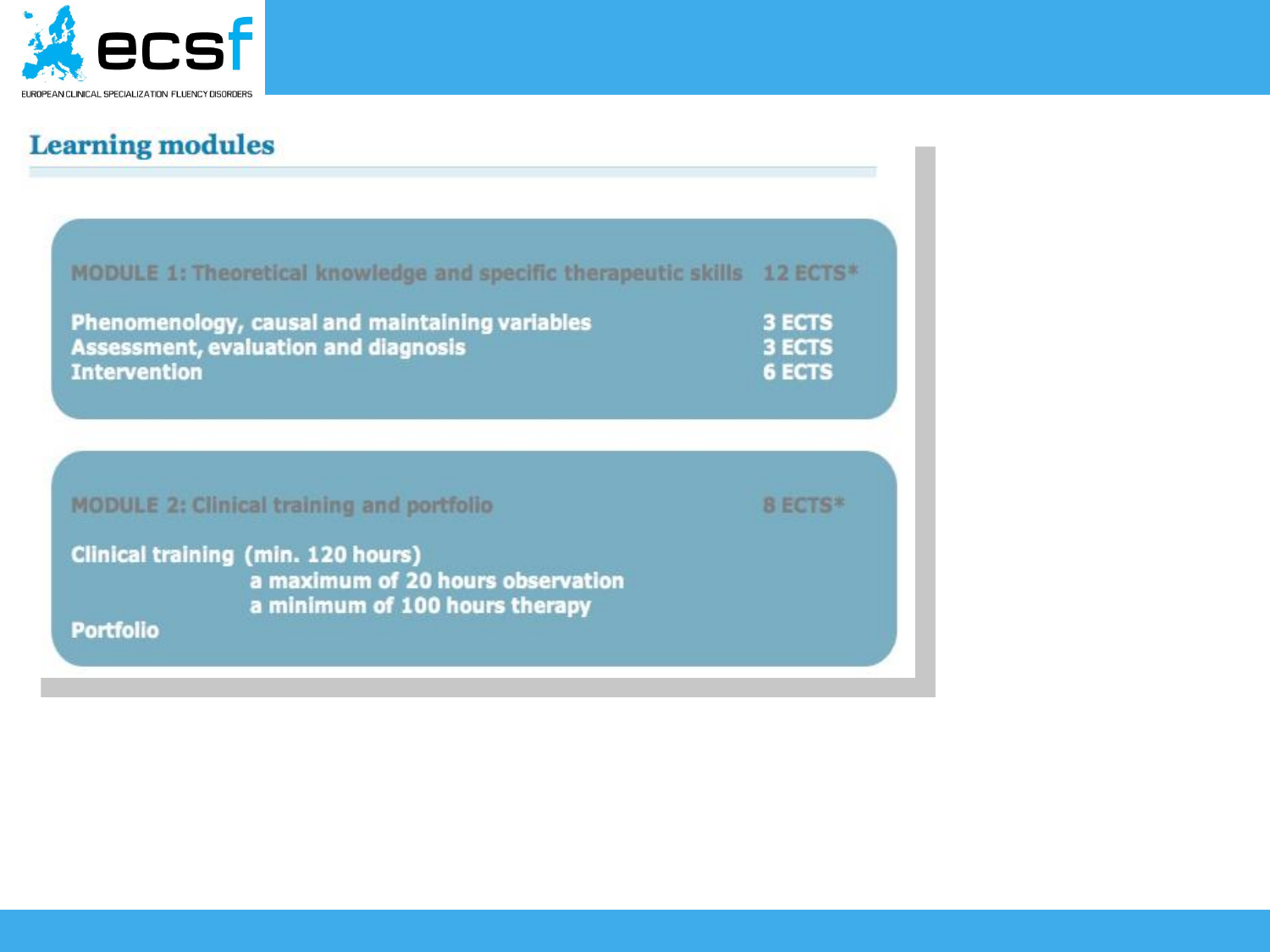## Learning modules

| MODULE 1: Theoretical knowledge and specific therapeutic skills | 12 ECTS* |
|---|---|
| Phenomenology, causal and maintaining variables | 3 ECTS |
| Assessment, evaluation and diagnosis | 3 ECTS |
| Intervention | 6 ECTS |

| MODULE 2: Clinical training and portfolio | 8 ECTS* |
|---|---|
| Clinical training (min. 120 hours) | |
| a maximum of 20 hours observation | |
| a minimum of 100 hours therapy | |
| Portfolio | |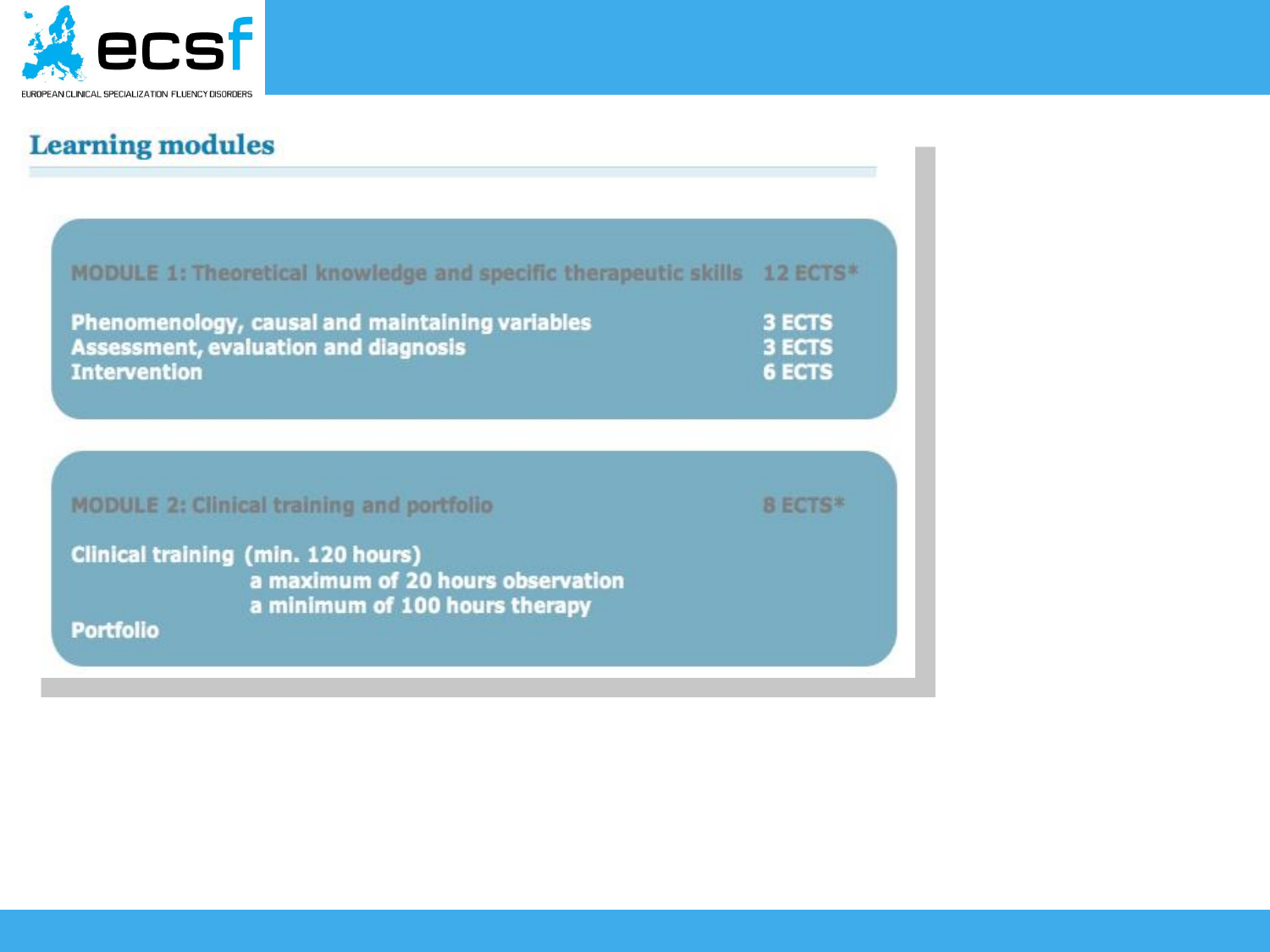## Learning modules

| MODULE 1: Theoretical knowledge and specific therapeutic skills | 12 ECTS* |
|---|---|
| Phenomenology, causal and maintaining variables | 3 ECTS |
| Assessment, evaluation and diagnosis | 3 ECTS |
| Intervention | 6 ECTS |

| MODULE 2: Clinical training and portfolio | 8 ECTS* |
|---|---|
| Clinical training (min. 120 hours) | |
| a maximum of 20 hours observation | |
| a minimum of 100 hours therapy | |
| Portfolio | |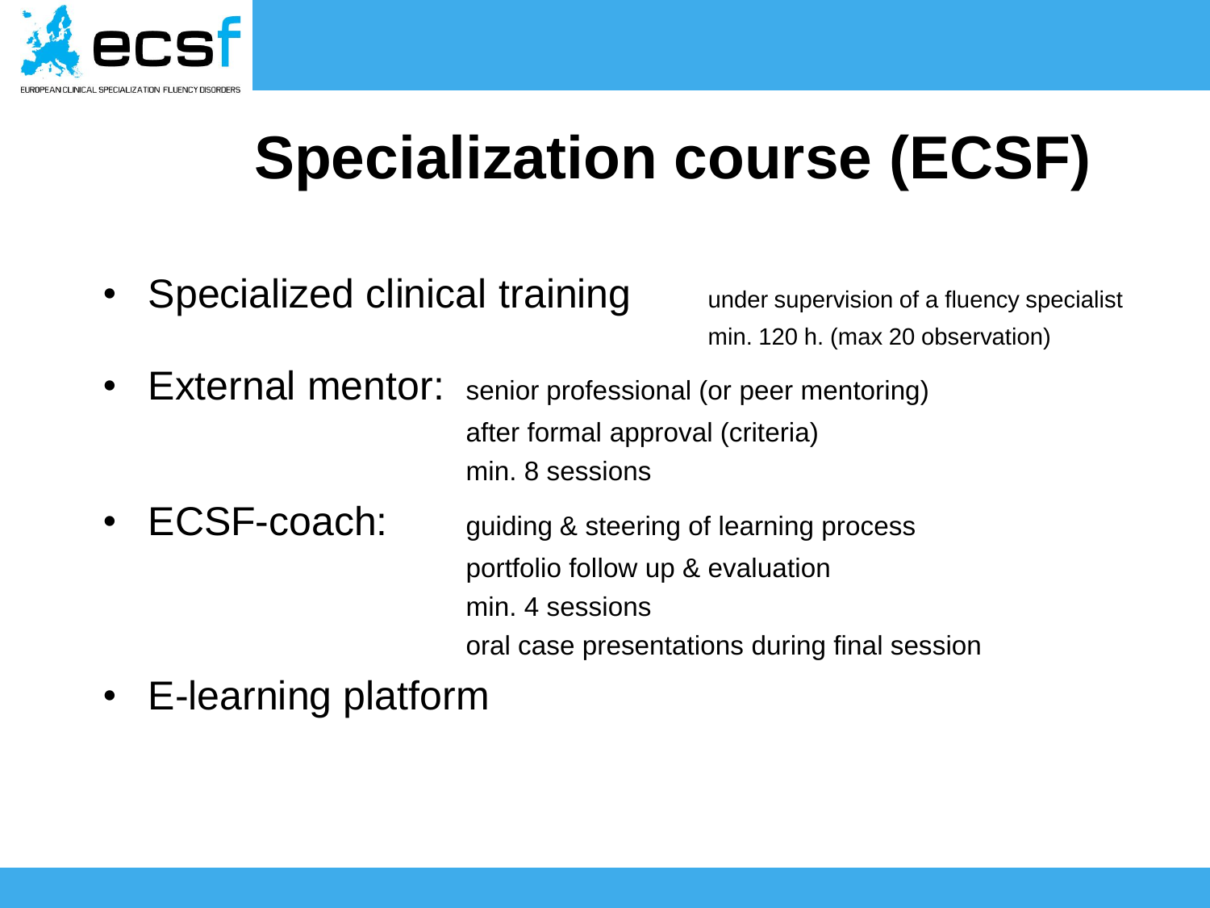# Specialization course (ECSF)

- Specialized clinical training
  - under supervision of a fluency specialist
  - min. 120 h. (max 20 observation)
- External mentor:
  - senior professional (or peer mentoring)
  - after formal approval (criteria)
  - min. 8 sessions
- ECSF-coach:
  - guiding & steering of learning process
  - portfolio follow up & evaluation
  - min. 4 sessions
  - oral case presentations during final session
- E-learning platform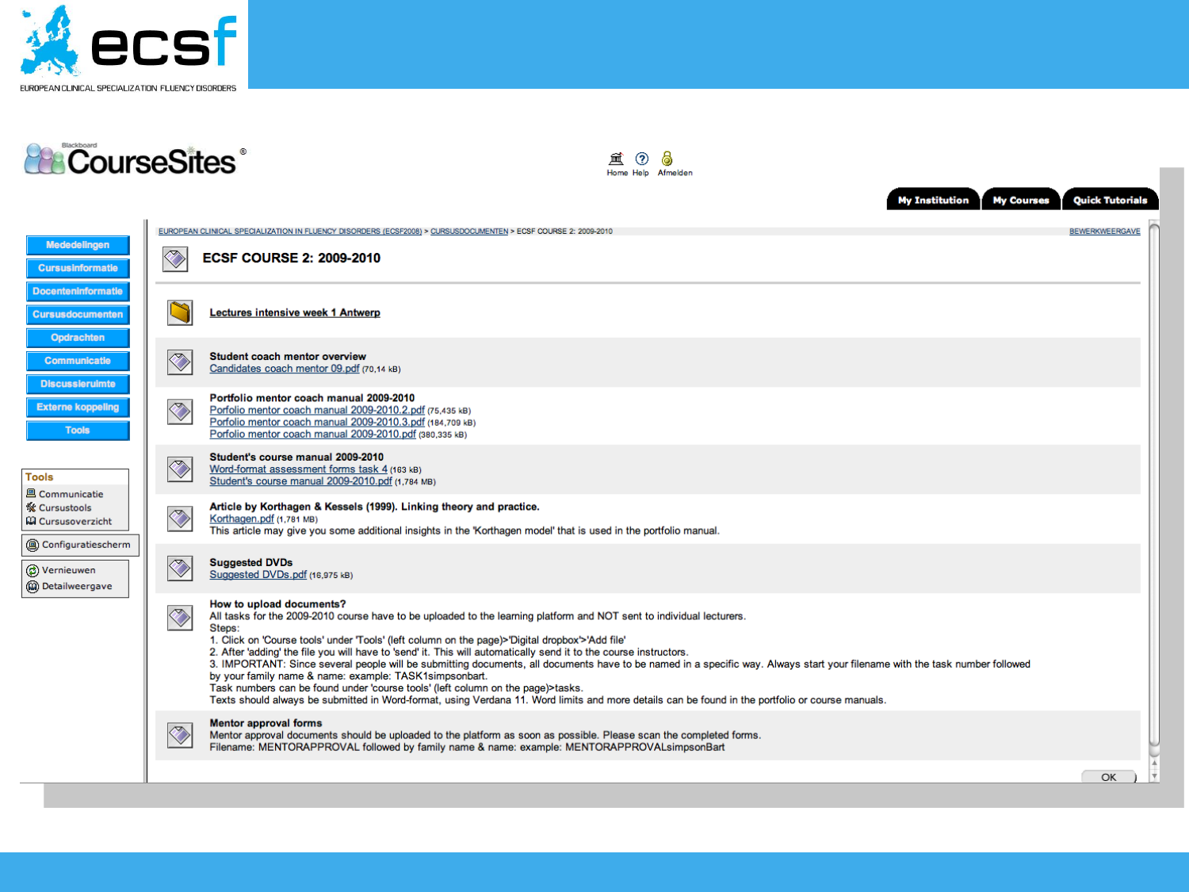ecsf

EUROPEAN CLINICAL SPECIALIZATION FLUENCY DISORDERS

CourseSites

Home Help Afmelden

My Institution | My Courses | Quick Tutorials

- Mededelingen
- Cursusinformatie
- Docenteninformatie
- Cursusdocumenten
- Opdrachten
- Communicatie
- Discussieruimte
- Externe koppeling
- Tools

**Tools**

- Communicatie
- Cursustools
- Cursusoverzicht

- Configuratiescherm

- Vernieuwen
- Detailweergave

EUROPEAN CLINICAL SPECIALIZATION IN FLUENCY DISORDERS (ECSF2008) > CURSUSDOCUMENTEN > ECSF COURSE 2: 2009-2010 — BEWERKWEERGAVE

# ECSF COURSE 2: 2009-2010

**Lectures intensive week 1 Antwerp**

**Student coach mentor overview**
Candidates coach mentor 09.pdf (70,14 kB)

**Portfolio mentor coach manual 2009-2010**
Porfolio mentor coach manual 2009-2010.2.pdf (75,435 kB)
Porfolio mentor coach manual 2009-2010.3.pdf (184,709 kB)
Porfolio mentor coach manual 2009-2010.pdf (380,335 kB)

**Student's course manual 2009-2010**
Word-format assessment forms task 4 (163 kB)
Student's course manual 2009-2010.pdf (1,784 MB)

**Article by Korthagen & Kessels (1999). Linking theory and practice.**
Korthagen.pdf (1,781 MB)
This article may give you some additional insights in the 'Korthagen model' that is used in the portfolio manual.

**Suggested DVDs**
Suggested DVDs.pdf (16,975 kB)

**How to upload documents?**
All tasks for the 2009-2010 course have to be uploaded to the learning platform and NOT sent to individual lecturers.
Steps:
1. Click on 'Course tools' under 'Tools' (left column on the page)>'Digital dropbox'>'Add file'
2. After 'adding' the file you will have to 'send' it. This will automatically send it to the course instructors.
3. IMPORTANT: Since several people will be submitting documents, all documents have to be named in a specific way. Always start your filename with the task number followed by your family name & name: example: TASK1simpsonbart.
Task numbers can be found under 'course tools' (left column on the page)>tasks.
Texts should always be submitted in Word-format, using Verdana 11. Word limits and more details can be found in the portfolio or course manuals.

**Mentor approval forms**
Mentor approval documents should be uploaded to the platform as soon as possible. Please scan the completed forms.
Filename: MENTORAPPROVAL followed by family name & name: example: MENTORAPPROVALsimpsonBart

OK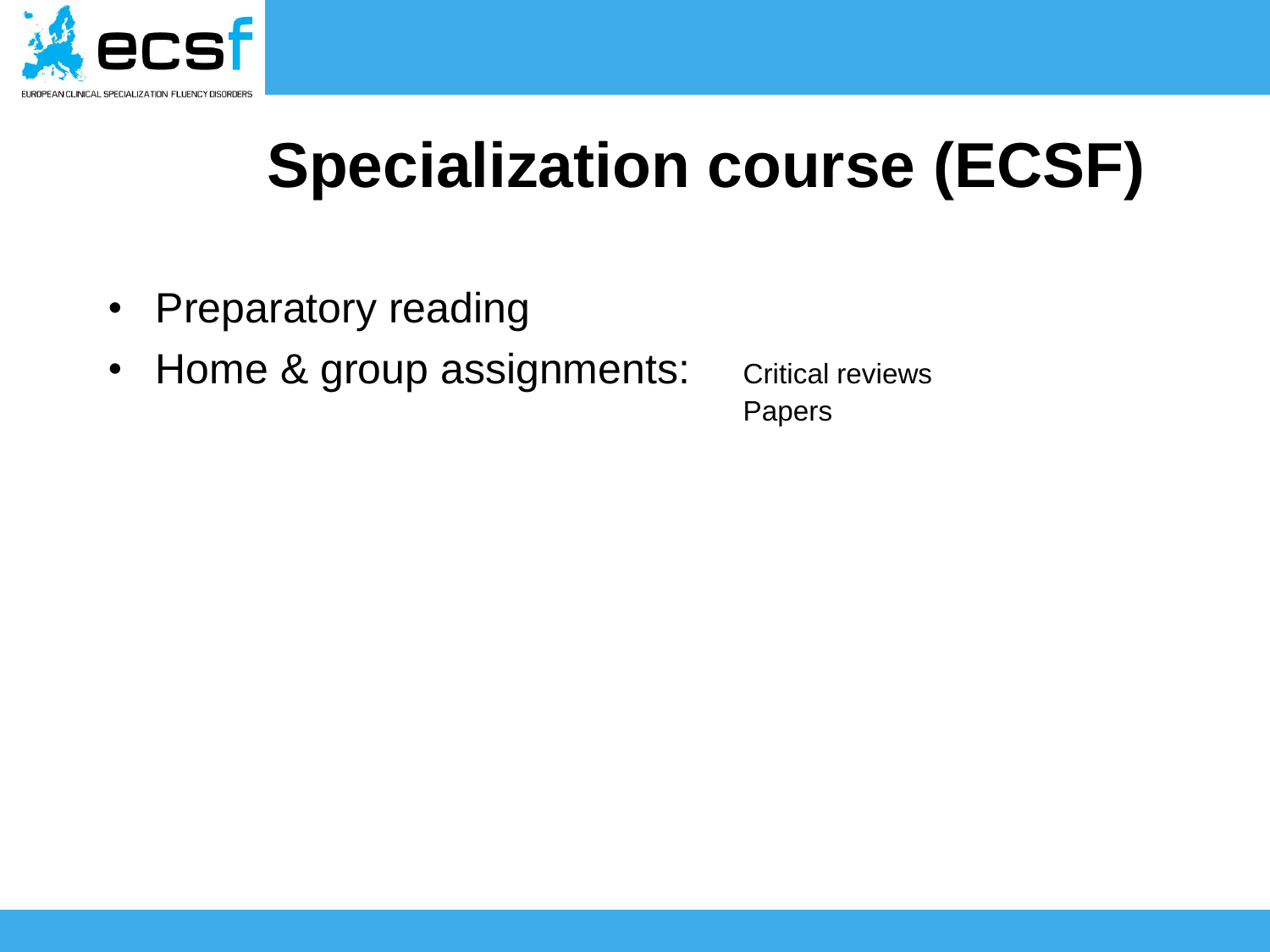# Specialization course (ECSF)

- Preparatory reading
- Home & group assignments:
  - Critical reviews
  - Papers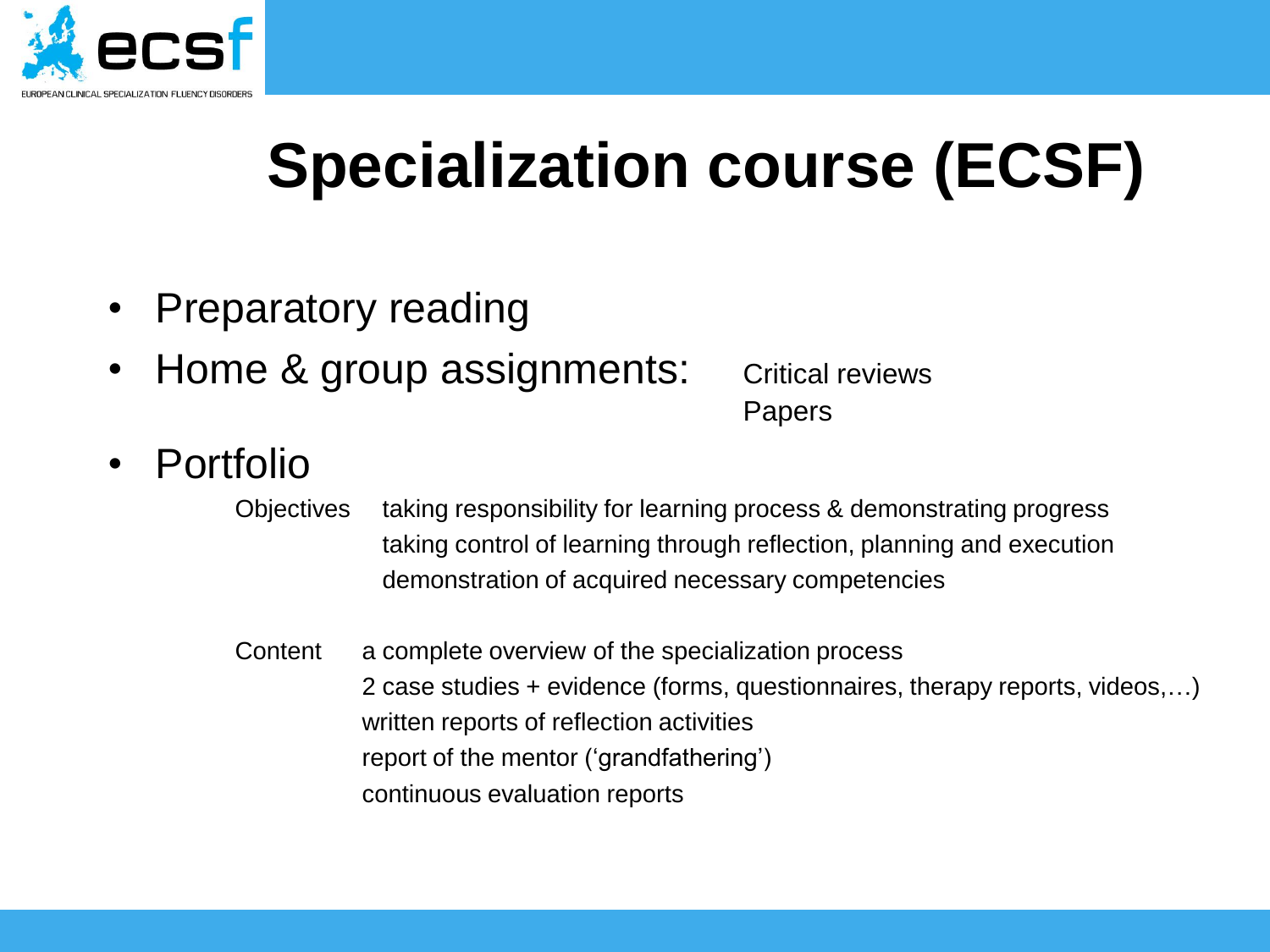# Specialization course (ECSF)

- Preparatory reading
- Home & group assignments:
  - Critical reviews
  - Papers
- Portfolio

  Objectives
  - taking responsibility for learning process & demonstrating progress
  - taking control of learning through reflection, planning and execution
  - demonstration of acquired necessary competencies

  Content
  - a complete overview of the specialization process
  - 2 case studies + evidence (forms, questionnaires, therapy reports, videos,…)
  - written reports of reflection activities
  - report of the mentor ('grandfathering')
  - continuous evaluation reports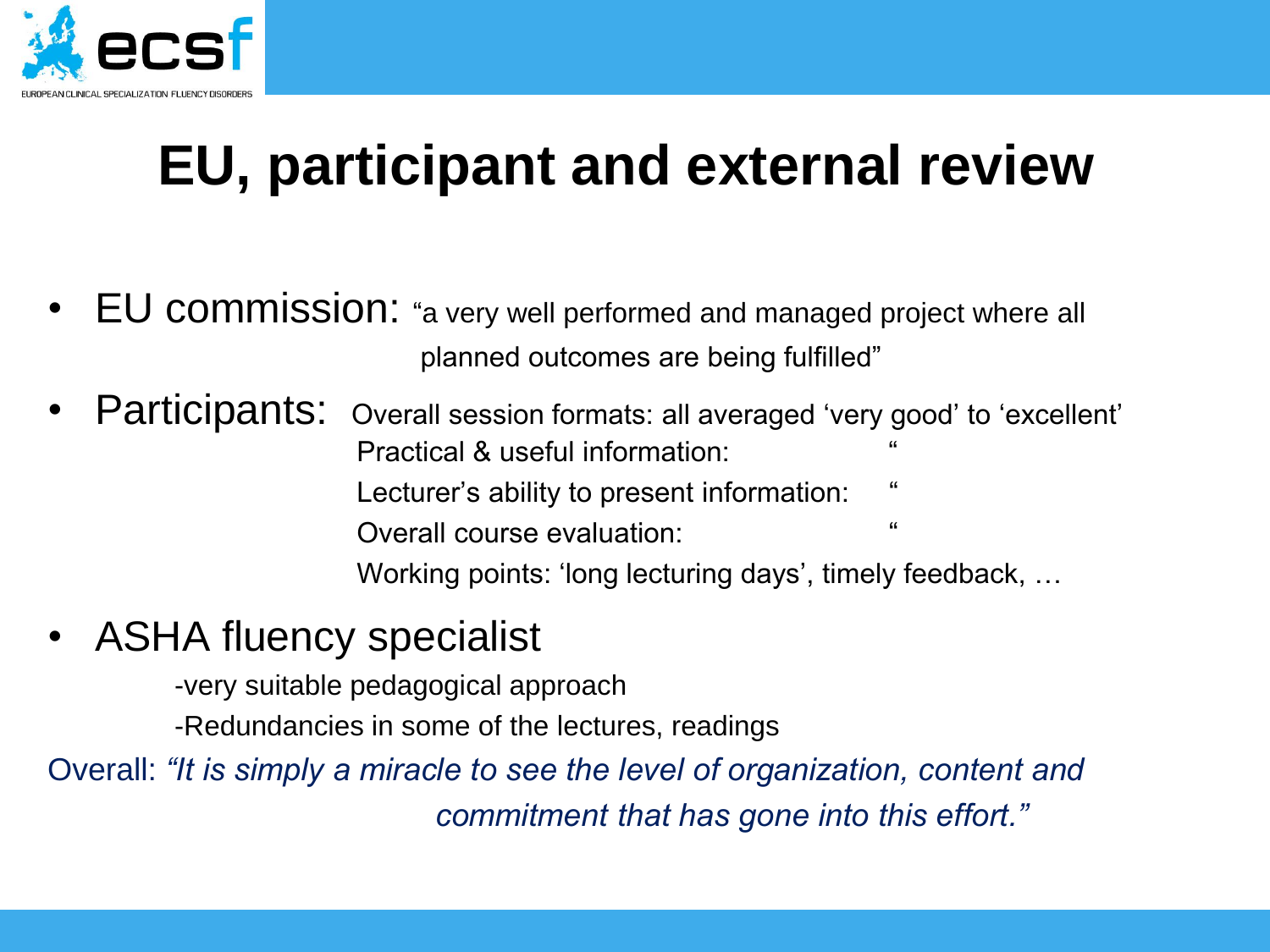# EU, participant and external review

- EU commission: "a very well performed and managed project where all planned outcomes are being fulfilled"
- Participants: Overall session formats: all averaged 'very good' to 'excellent'
  - Practical & useful information: "
  - Lecturer's ability to present information: "
  - Overall course evaluation: "
  - Working points: 'long lecturing days', timely feedback, …
- ASHA fluency specialist
  - -very suitable pedagogical approach
  - -Redundancies in some of the lectures, readings

Overall: *"It is simply a miracle to see the level of organization, content and commitment that has gone into this effort."*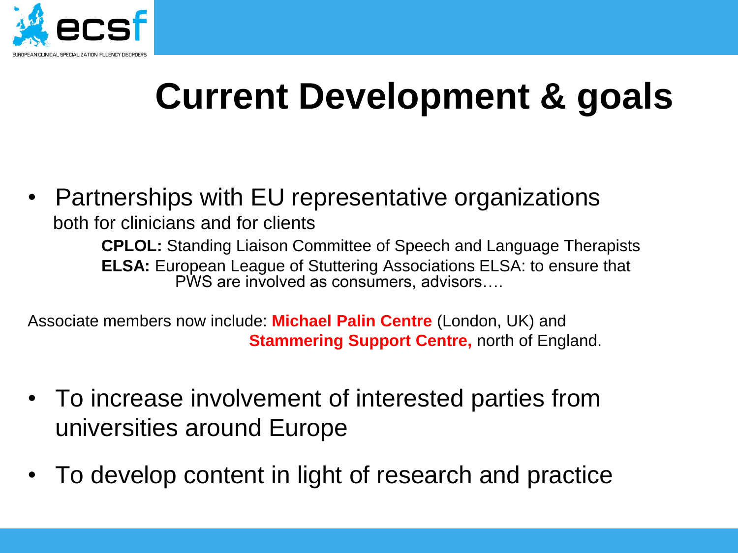# Current Development & goals

- Partnerships with EU representative organizations both for clinicians and for clients
  - **CPLOL:** Standing Liaison Committee of Speech and Language Therapists
  - **ELSA:** European League of Stuttering Associations ELSA: to ensure that PWS are involved as consumers, advisors….

Associate members now include: **Michael Palin Centre** (London, UK) and **Stammering Support Centre,** north of England.

- To increase involvement of interested parties from universities around Europe
- To develop content in light of research and practice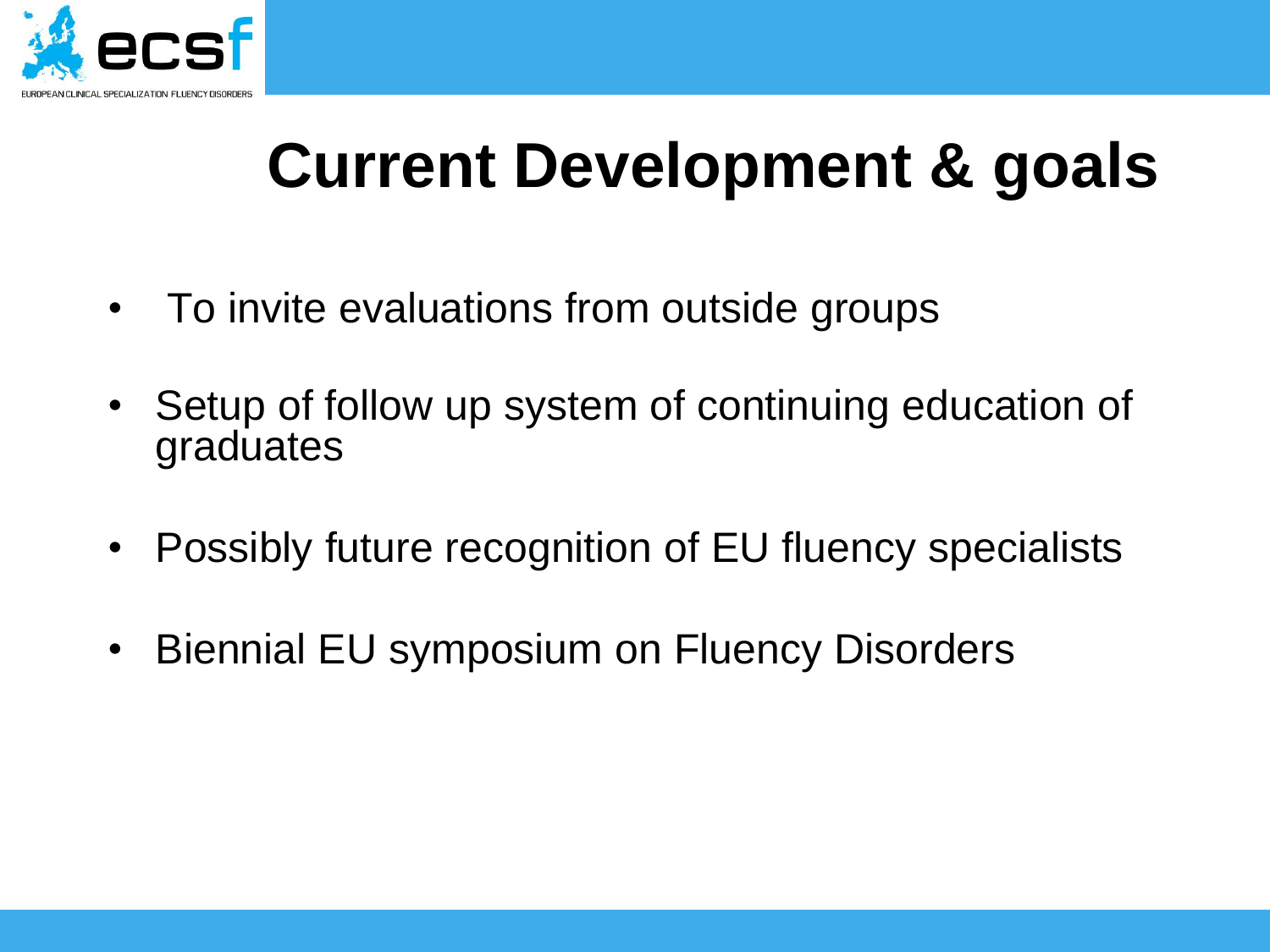# Current Development & goals

- To invite evaluations from outside groups
- Setup of follow up system of continuing education of graduates
- Possibly future recognition of EU fluency specialists
- Biennial EU symposium on Fluency Disorders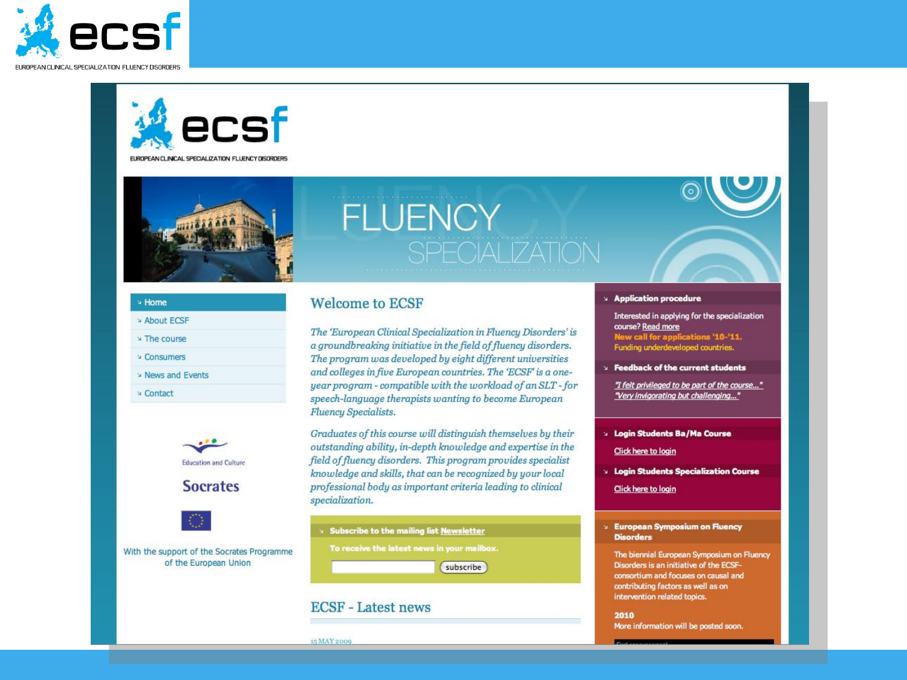ecsf

EUROPEAN CLINICAL SPECIALIZATION FLUENCY DISORDERS

ecsf

EUROPEAN CLINICAL SPECIALIZATION FLUENCY DISORDERS

FLUENCY
SPECIALIZATION

- Home
- About ECSF
- The course
- Consumers
- News and Events
- Contact

Education and Culture

Socrates

With the support of the Socrates Programme of the European Union

## Welcome to ECSF

*The 'European Clinical Specialization in Fluency Disorders' is a groundbreaking initiative in the field of fluency disorders. The program was developed by eight different universities and colleges in five European countries. The 'ECSF' is a one-year program - compatible with the workload of an SLT - for speech-language therapists wanting to become European Fluency Specialists.*

*Graduates of this course will distinguish themselves by their outstanding ability, in-depth knowledge and expertise in the field of fluency disorders. This program provides specialist knowledge and skills, that can be recognized by your local professional body as important criteria leading to clinical specialization.*

**Subscribe to the mailing list Newsletter**

**To receive the latest news in your mailbox.**

subscribe

## ECSF - Latest news

15 MAY 2009

**Application procedure**

Interested in applying for the specialization course? Read more

**New call for applications '10-'11.**

Funding underdeveloped countries.

**Feedback of the current students**

*"I felt privileged to be part of the course..."*

*"Very invigorating but challenging..."*

**Login Students Ba/Ma Course**

Click here to login

**Login Students Specialization Course**

Click here to login

**European Symposium on Fluency Disorders**

The biennial European Symposium on Fluency Disorders is an initiative of the ECSF-consortium and focuses on causal and contributing factors as well as on intervention related topics.

**2010**

More information will be posted soon.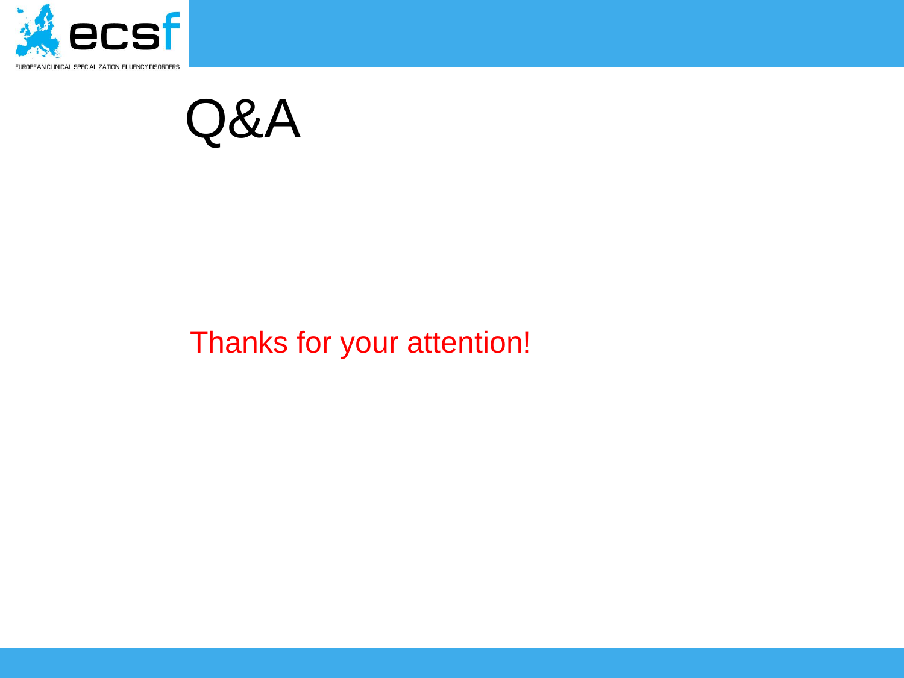# Q&A

Thanks for your attention!